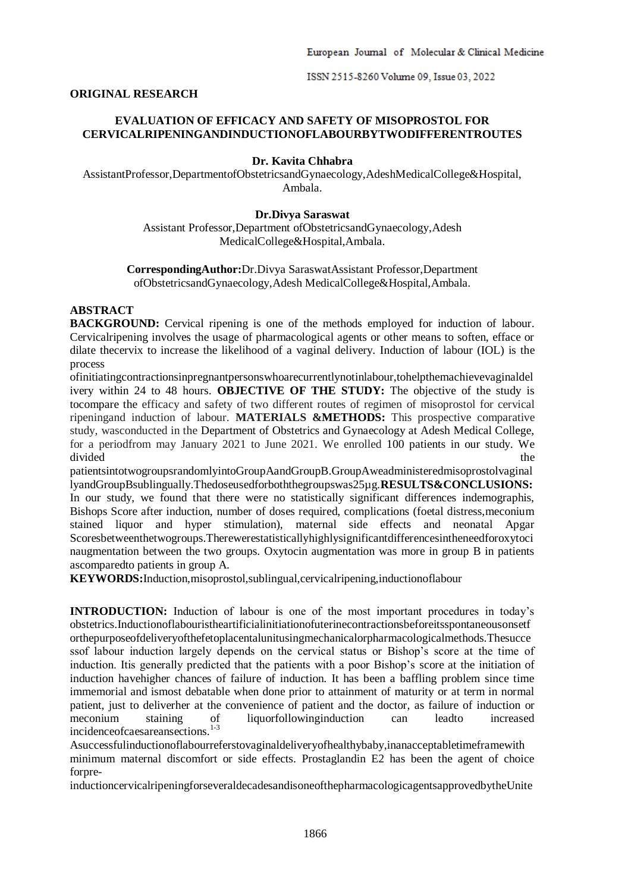**ORIGINAL RESEARCH**

# EVALUATION OF EFFICACY AND SAFETY OF MISOPROSTOL FOR CERVICALRIPENINGANDINDUCTIONOFLABOURBYTWODIFFERENTROUTES

**Dr. Kavita Chhabra**

AssistantProfessor,DepartmentofObstetricsandGynaecology,AdeshMedicalCollege&Hospital, Ambala.

**Dr.Divya Saraswat**

Assistant Professor,Department ofObstetricsandGynaecology,Adesh MedicalCollege&Hospital,Ambala.

**CorrespondingAuthor:**Dr.Divya SaraswatAssistant Professor,Department ofObstetricsandGynaecology,Adesh MedicalCollege&Hospital,Ambala.

## ABSTRACT

**BACKGROUND:** Cervical ripening is one of the methods employed for induction of labour. Cervicalripening involves the usage of pharmacological agents or other means to soften, efface or dilate thecervix to increase the likelihood of a vaginal delivery. Induction of labour (IOL) is the process ofinitiatingcontractionsinpregnantpersonswhoarecurrentlynotinlabour,tohelpthemachievevaginaldelivery within 24 to 48 hours. **OBJECTIVE OF THE STUDY:** The objective of the study is tocompare the efficacy and safety of two different routes of regimen of misoprostol for cervical ripeningand induction of labour. **MATERIALS &METHODS:** This prospective comparative study, wasconducted in the Department of Obstetrics and Gynaecology at Adesh Medical College, for a periodfrom may January 2021 to June 2021. We enrolled 100 patients in our study. We divided the patientsintotwogroupsrandomlyintoGroupAandGroupB.GroupAweadministeredmisoprostolvaginallyandGroupBsublingually.Thedoseusedforboththegroupswas25µg.**RESULTS&CONCLUSIONS:** In our study, we found that there were no statistically significant differences indemographis, Bishops Score after induction, number of doses required, complications (foetal distress,meconium stained liquor and hyper stimulation), maternal side effects and neonatal Apgar Scoresbetweenthetwogroups.Therewerestatisticallyhighlysignificantdifferencesintheneedforoxytocinaugmentation between the two groups. Oxytocin augmentation was more in group B in patients ascomparedto patients in group A.

**KEYWORDS:**Induction,misoprostol,sublingual,cervicalripening,inductionoflabour

**INTRODUCTION:** Induction of labour is one of the most important procedures in today's obstetrics.Inductionoflabouristheartificialinitiationofuterinecontractionsbeforeitsspontaneousonsetforthepurposeofdeliveryofthefetoplacentalunitusingmechanicalorpharmacologicalmethods.Thesuccessof labour induction largely depends on the cervical status or Bishop's score at the time of induction. Itis generally predicted that the patients with a poor Bishop's score at the initiation of induction havehigher chances of failure of induction. It has been a baffling problem since time immemorial and ismost debatable when done prior to attainment of maturity or at term in normal patient, just to deliverher at the convenience of patient and the doctor, as failure of induction or meconium staining of liquorfollowinginduction can leadto increased incidenceofcaesareansections.[1-3]

Asuccessfulinductionoflabourreferstovaginaldeliveryofhealthybaby,inanacceptabletimeframewith minimum maternal discomfort or side effects. Prostaglandin E2 has been the agent of choice forpre-inductioncervicalripeningforseveraldecadesandisoneofthepharmacologicagentsapprovedbytheUnite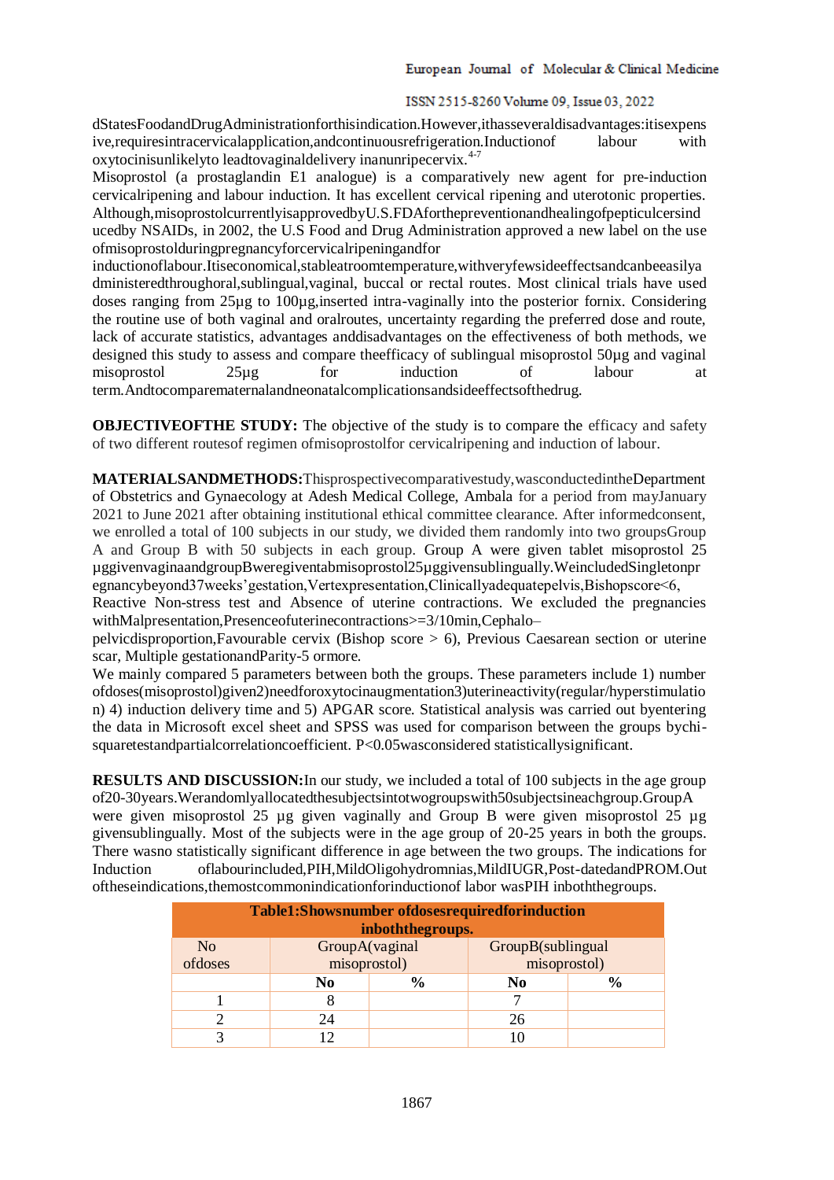dStatesFoodandDrugAdministrationforthisindication.However,ithasseveraldisadvantages:itisexpensive,requiresintracervicalapplication,andcontinuousrefrigeration.Inductionof labour with oxytocinisunlikelyto leadtovaginaldelivery inanunripecervix.[4-7]

Misoprostol (a prostaglandin E1 analogue) is a comparatively new agent for pre-induction cervicalripening and labour induction. It has excellent cervical ripening and uterotonic properties. Although,misoprostolcurrentlyisapprovedbyU.S.FDAforthepreventionandhealingofpepticulcersinducedby NSAIDs, in 2002, the U.S Food and Drug Administration approved a new label on the use ofmisoprostolduringpregnancyforcervicalripeningandfor inductionoflabour.Itiseconomical,stableatroomtemperature,withveryfewsideeffectsandcanbeeasilyadministeredthroughoral,sublingual,vaginal, buccal or rectal routes. Most clinical trials have used doses ranging from 25µg to 100µg,inserted intra-vaginally into the posterior fornix. Considering the routine use of both vaginal and oralroutes, uncertainty regarding the preferred dose and route, lack of accurate statistics, advantages anddisadvantages on the effectiveness of both methods, we designed this study to assess and compare theefficacy of sublingual misoprostol 50µg and vaginal misoprostol 25µg for induction of labour at term.Andtocomparematernalandneonatalcomplicationsandsideeffectsofthedrug.

**OBJECTIVEOFTHE STUDY:** The objective of the study is to compare the efficacy and safety of two different routesof regimen ofmisoprostolfor cervicalripening and induction of labour.

**MATERIALSANDMETHODS:**Thisprospectivecomparativestudy,wasconductedintheDepartment of Obstetrics and Gynaecology at Adesh Medical College, Ambala for a period from mayJanuary 2021 to June 2021 after obtaining institutional ethical committee clearance. After informedconsent, we enrolled a total of 100 subjects in our study, we divided them randomly into two groupsGroup A and Group B with 50 subjects in each group. Group A were given tablet misoprostol 25 µggivenvaginaandgroupBweregiventabmisoprostol25µggivensublingually.WeincludedSingletonpregnancybeyond37weeks'gestation,Vertexpresentation,Clinicallyadequatepelvis,Bishopscore<6, Reactive Non-stress test and Absence of uterine contractions. We excluded the pregnancies withMalpresentation,Presenceofuterinecontractions>=3/10min,Cephalo–pelvicdisproportion,Favourable cervix (Bishop score > 6), Previous Caesarean section or uterine scar, Multiple gestationandParity-5 ormore.

We mainly compared 5 parameters between both the groups. These parameters include 1) number ofdoses(misoprostol)given2)needforoxytocinaugmentation3)uterineactivity(regular/hyperstimulation) 4) induction delivery time and 5) APGAR score. Statistical analysis was carried out byentering the data in Microsoft excel sheet and SPSS was used for comparison between the groups bychi-squaretestandpartialcorrelationcoefficient. P<0.05wasconsidered statisticallysignificant.

**RESULTS AND DISCUSSION:**In our study, we included a total of 100 subjects in the age group of20-30years.Werandomlyallocatedthesubjectsintotwogroupswith50subjectsineachgroup.GroupA were given misoprostol 25 µg given vaginally and Group B were given misoprostol 25 µg givensublingually. Most of the subjects were in the age group of 20-25 years in both the groups. There wasno statistically significant difference in age between the two groups. The indications for Induction oflabourincluded,PIH,MildOligohydromnias,MildIUGR,Post-datedandPROM.Out oftheseindications,themostcommonindicationforinductionof labor wasPIH inboththegroups.

**Table1:Showsnumber ofdosesrequiredforinduction inboththegroups.**

| No ofdoses | GroupA(vaginal misoprostol) | | GroupB(sublingual misoprostol) | |
|---|---|---|---|---|
| | **No** | **%** | **No** | **%** |
| 1 | 8 | | 7 | |
| 2 | 24 | | 26 | |
| 3 | 12 | | 10 | |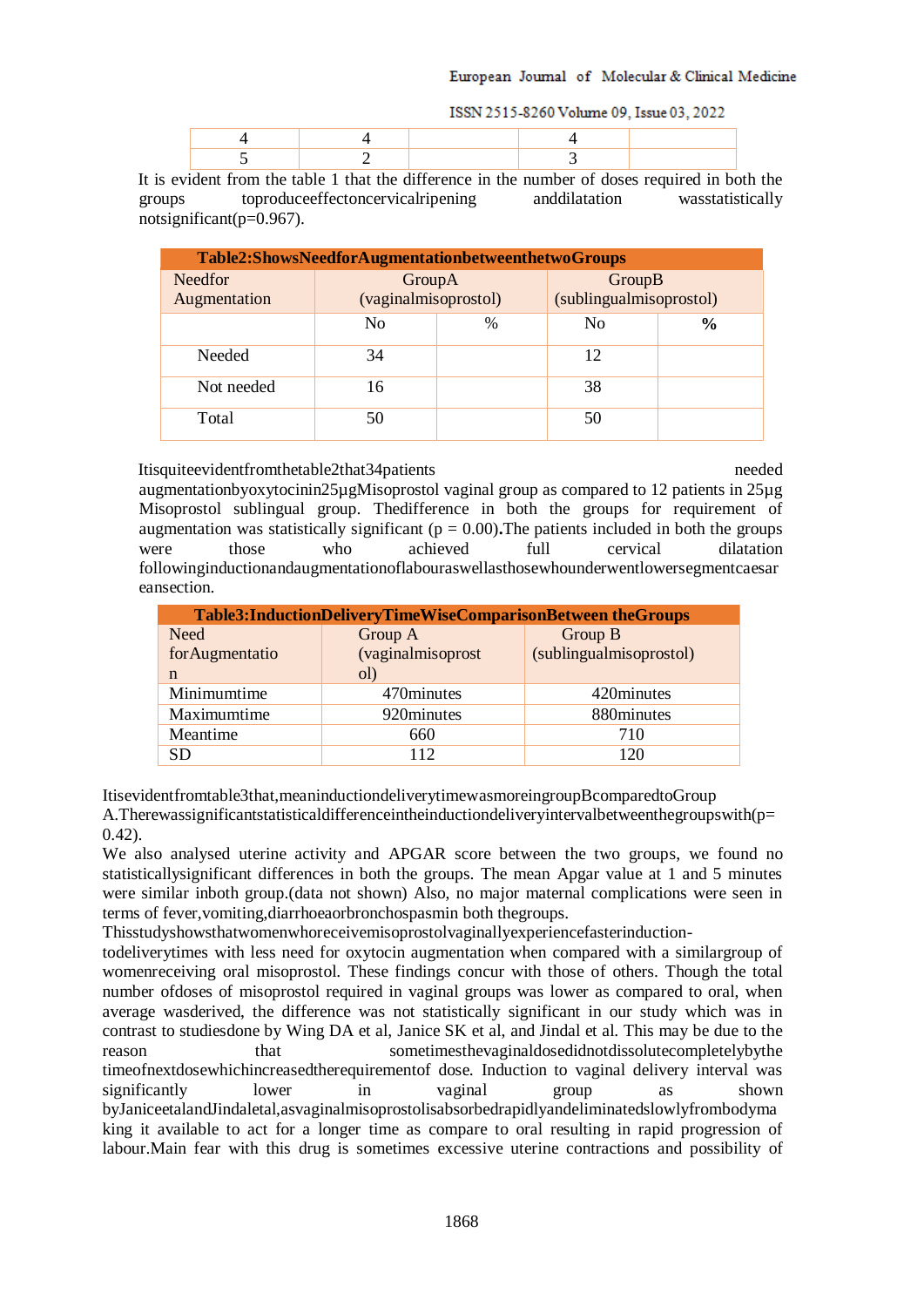| 4 | 4 | | 4 | |
|---|---|---|---|---|
| 5 | 2 | | 3 | |

It is evident from the table 1 that the difference in the number of doses required in both the groups toproduceeffectoncervicalripening anddilatation wasstatistically notsignificant(p=0.967).

| **Table2:ShowsNeedforAugmentationbetweenthetwoGroups** | | | | |
|---|---|---|---|---|
| Needfor Augmentation | GroupA (vaginalmisoprostol) | | GroupB (sublingualmisoprostol) | |
| | No | % | No | **%** |
| Needed | 34 | | 12 | |
| Not needed | 16 | | 38 | |
| Total | 50 | | 50 | |

Itisquiteevidentfromthetable2that34patients needed augmentationbyoxytocinin25µgMisoprostol vaginal group as compared to 12 patients in 25µg Misoprostol sublingual group. Thedifference in both the groups for requirement of augmentation was statistically significant (p = 0.00)**.**The patients included in both the groups were those who achieved full cervical dilatation followinginductionandaugmentationoflabouraswellasthosewhounderwentlowersegmentcaesar eansection.

| **Table3:InductionDeliveryTimeWiseComparisonBetween theGroups** | | |
|---|---|---|
| Need forAugmentation | Group A (vaginalmisoprostol) | Group B (sublingualmisoprostol) |
| Minimumtime | 470minutes | 420minutes |
| Maximumtime | 920minutes | 880minutes |
| Meantime | 660 | 710 |
| SD | 112 | 120 |

Itisevidentfromtable3that,meaninductiondeliverytimewasmoreingroupBcomparedtoGroup A.Therewassignificantstatisticaldifferenceintheinductiondeliveryintervalbetweenthegroupswith(p= 0.42).

We also analysed uterine activity and APGAR score between the two groups, we found no statisticallysignificant differences in both the groups. The mean Apgar value at 1 and 5 minutes were similar inboth group.(data not shown) Also, no major maternal complications were seen in terms of fever,vomiting,diarrhoeaorbronchospasmin both thegroups.

Thisstudyshowsthatwomenwhoreceivemisoprostolvaginallyexperiencefasterinduction-todeliverytimes with less need for oxytocin augmentation when compared with a similargroup of womenreceiving oral misoprostol. These findings concur with those of others. Though the total number ofdoses of misoprostol required in vaginal groups was lower as compared to oral, when average wasderived, the difference was not statistically significant in our study which was in contrast to studiesdone by Wing DA et al, Janice SK et al, and Jindal et al. This may be due to the reason that sometimesthevaginaldosedidnotdissolutecompletelybythe timeofnextdosewhichincreasedtherequirementof dose. Induction to vaginal delivery interval was significantly lower in vaginal group as shown byJaniceetalandJindaletal,asvaginalmisoprostolisabsorbedrapidlyandeliminatedslowlyfrombodymaking it available to act for a longer time as compare to oral resulting in rapid progression of labour.Main fear with this drug is sometimes excessive uterine contractions and possibility of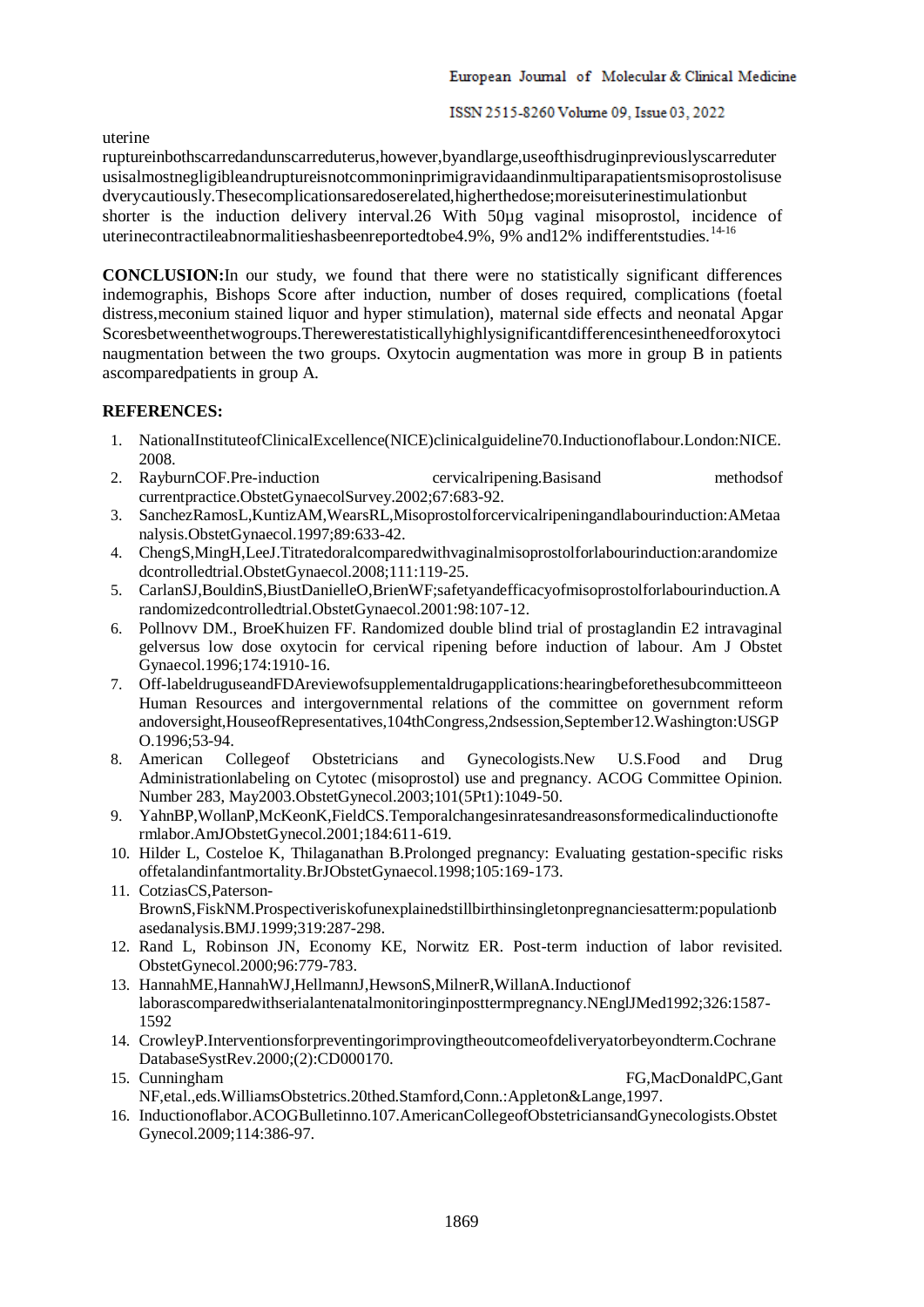uterine rupture in both scarred and unscarred uterus, however, by and large, use of this drug in previously scarred uterus is almost negligible and rupture is not common in primigravida and in multipara patients misoprostol is used very cautiously. These complications are dose related, higher the dose; more is uterine stimulation but shorter is the induction delivery interval.26 With 50µg vaginal misoprostol, incidence of uterine contractile abnormalities has been reported to be 4.9%, 9% and 12% in different studies.[14-16]

**CONCLUSION:** In our study, we found that there were no statistically significant differences in demographis, Bishops Score after induction, number of doses required, complications (foetal distress, meconium stained liquor and hyper stimulation), maternal side effects and neonatal Apgar Scores between the two groups. There were statistically highly significant differences in the need for oxytocin augmentation between the two groups. Oxytocin augmentation was more in group B in patients as compared patients in group A.

**REFERENCES:**

1. National Institute of Clinical Excellence (NICE) clinical guideline 70. Induction of labour. London: NICE. 2008.
2. Rayburn COF. Pre-induction cervical ripening. Basis and methods of current practice. Obstet Gynaecol Survey. 2002;67:683-92.
3. Sanchez Ramos L, Kuntiz AM, Wears RL, Misoprostol for cervical ripening and labour induction: A Metaanalysis. Obstet Gynaecol. 1997;89:633-42.
4. Cheng S, Ming H, Lee J. Titrated oral compared with vaginal misoprostol for labour induction: a randomized controlled trial. Obstet Gynaecol. 2008;111:119-25.
5. Carlan SJ, Bouldin S, Biust Danielle O, Brien WF; safety and efficacy of misoprostol for labour induction. A randomized controlled trial. Obstet Gynaecol. 2001:98:107-12.
6. Pollnovv DM., BroeKhuizen FF. Randomized double blind trial of prostaglandin E2 intravaginal gelversus low dose oxytocin for cervical ripening before induction of labour. Am J Obstet Gynaecol.1996;174:1910-16.
7. Off-label drug use and FDA review of supplemental drug applications: hearing before the subcommittee on Human Resources and intergovernmental relations of the committee on government reform and oversight, House of Representatives, 104th Congress, 2nd session, September 12. Washington: USGPO.1996;53-94.
8. American College of Obstetricians and Gynecologists. New U.S. Food and Drug Administration labeling on Cytotec (misoprostol) use and pregnancy. ACOG Committee Opinion. Number 283, May 2003. Obstet Gynecol. 2003;101(5Pt1):1049-50.
9. Yahn BP, Wollan P, McKeon K, Field CS. Temporal changes in rates and reasons for medical induction of term labor. Am J Obstet Gynecol. 2001;184:611-619.
10. Hilder L, Costeloe K, Thilaganathan B. Prolonged pregnancy: Evaluating gestation-specific risks of fetal and infant mortality. Br J Obstet Gynaecol. 1998;105:169-173.
11. Cotzias CS, Paterson-Brown S, Fisk NM. Prospective risk of unexplained stillbirths in singleton pregnancies at term: population based analysis. BMJ. 1999;319:287-298.
12. Rand L, Robinson JN, Economy KE, Norwitz ER. Post-term induction of labor revisited. Obstet Gynecol. 2000;96:779-783.
13. Hannah ME, Hannah WJ, Hellmann J, Hewson S, Milner R, Willan A. Induction of labor as compared with serial antenatal monitoring in postterm pregnancy. N Engl J Med 1992;326:1587-1592
14. Crowley P. Interventions for preventing or improving the outcome of delivery at or beyond term. Cochrane Database Syst Rev. 2000;(2):CD000170.
15. Cunningham FG, MacDonald PC, Gant NF, et al., eds. Williams Obstetrics. 20th ed. Stamford, Conn.: Appleton & Lange, 1997.
16. Induction of labor. ACOG Bulletin no. 107. American College of Obstetricians and Gynecologists. Obstet Gynecol. 2009;114:386-97.